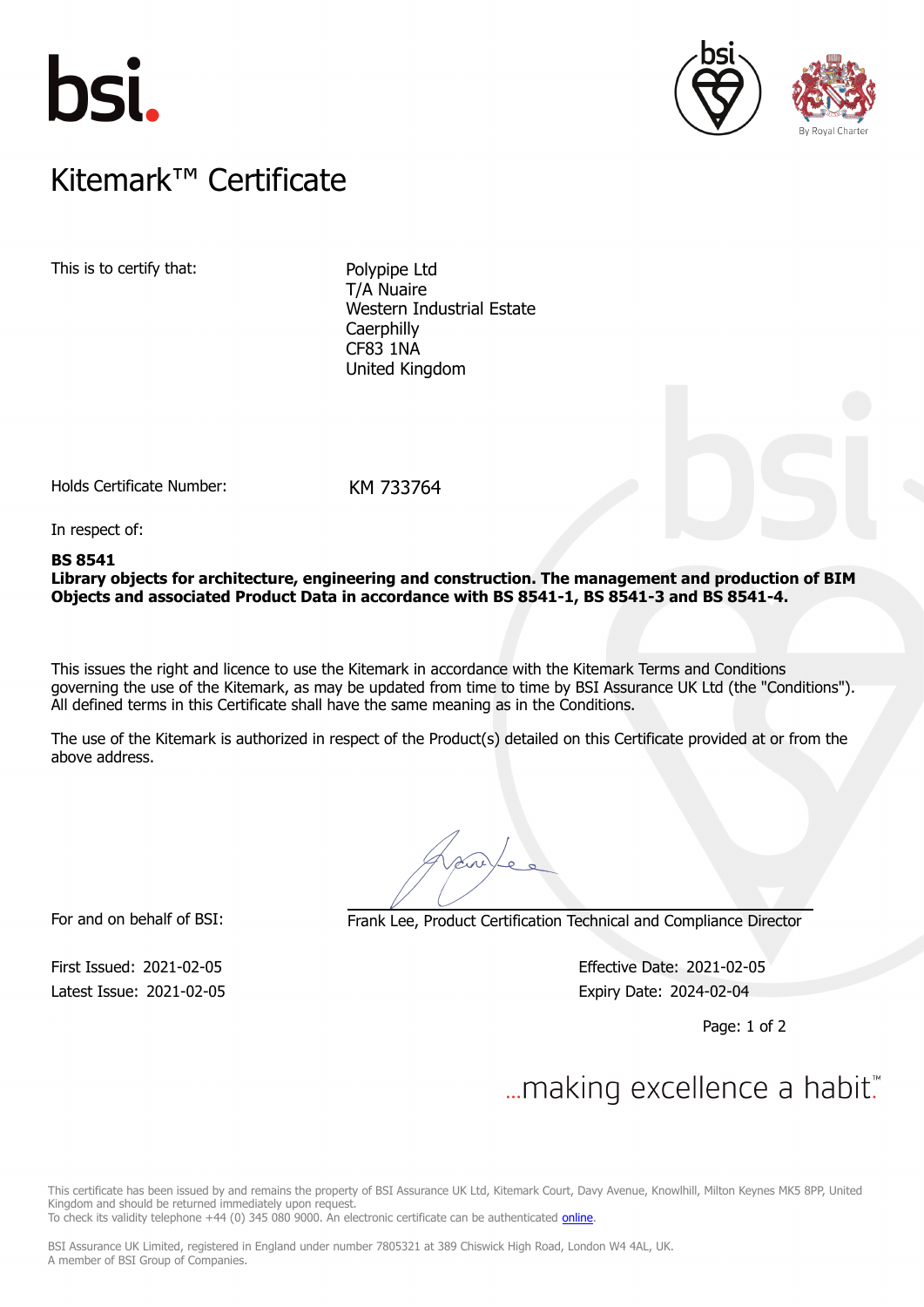# Kitemark™ Certificate

This is to certify that:

Polypipe Ltd
T/A Nuaire
Western Industrial Estate
Caerphilly
CF83 1NA
United Kingdom

Holds Certificate Number: KM 733764

In respect of:

**BS 8541**
**Library objects for architecture, engineering and construction. The management and production of BIM Objects and associated Product Data in accordance with BS 8541-1, BS 8541-3 and BS 8541-4.**

This issues the right and licence to use the Kitemark in accordance with the Kitemark Terms and Conditions governing the use of the Kitemark, as may be updated from time to time by BSI Assurance UK Ltd (the "Conditions"). All defined terms in this Certificate shall have the same meaning as in the Conditions.

The use of the Kitemark is authorized in respect of the Product(s) detailed on this Certificate provided at or from the above address.

For and on behalf of BSI: Frank Lee, Product Certification Technical and Compliance Director

First Issued: 2021-02-05
Latest Issue: 2021-02-05

Effective Date: 2021-02-05
Expiry Date: 2024-02-04

...making excellence a habit.™

This certificate has been issued by and remains the property of BSI Assurance UK Ltd, Kitemark Court, Davy Avenue, Knowlhill, Milton Keynes MK5 8PP, United Kingdom and should be returned immediately upon request.
To check its validity telephone +44 (0) 345 080 9000. An electronic certificate can be authenticated online.

BSI Assurance UK Limited, registered in England under number 7805321 at 389 Chiswick High Road, London W4 4AL, UK.
A member of BSI Group of Companies.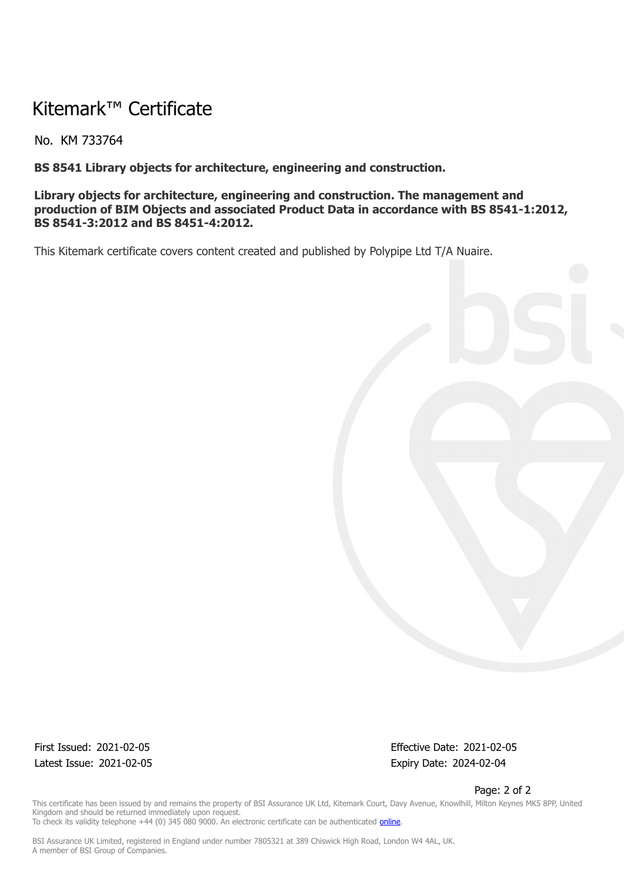# Kitemark™ Certificate

No. KM 733764

**BS 8541 Library objects for architecture, engineering and construction.**

**Library objects for architecture, engineering and construction. The management and production of BIM Objects and associated Product Data in accordance with BS 8541-1:2012, BS 8541-3:2012 and BS 8451-4:2012.**

This Kitemark certificate covers content created and published by Polypipe Ltd T/A Nuaire.

First Issued: 2021-02-05

Latest Issue: 2021-02-05

Effective Date: 2021-02-05

Expiry Date: 2024-02-04

This certificate has been issued by and remains the property of BSI Assurance UK Ltd, Kitemark Court, Davy Avenue, Knowlhill, Milton Keynes MK5 8PP, United Kingdom and should be returned immediately upon request.
To check its validity telephone +44 (0) 345 080 9000. An electronic certificate can be authenticated online.

BSI Assurance UK Limited, registered in England under number 7805321 at 389 Chiswick High Road, London W4 4AL, UK.
A member of BSI Group of Companies.